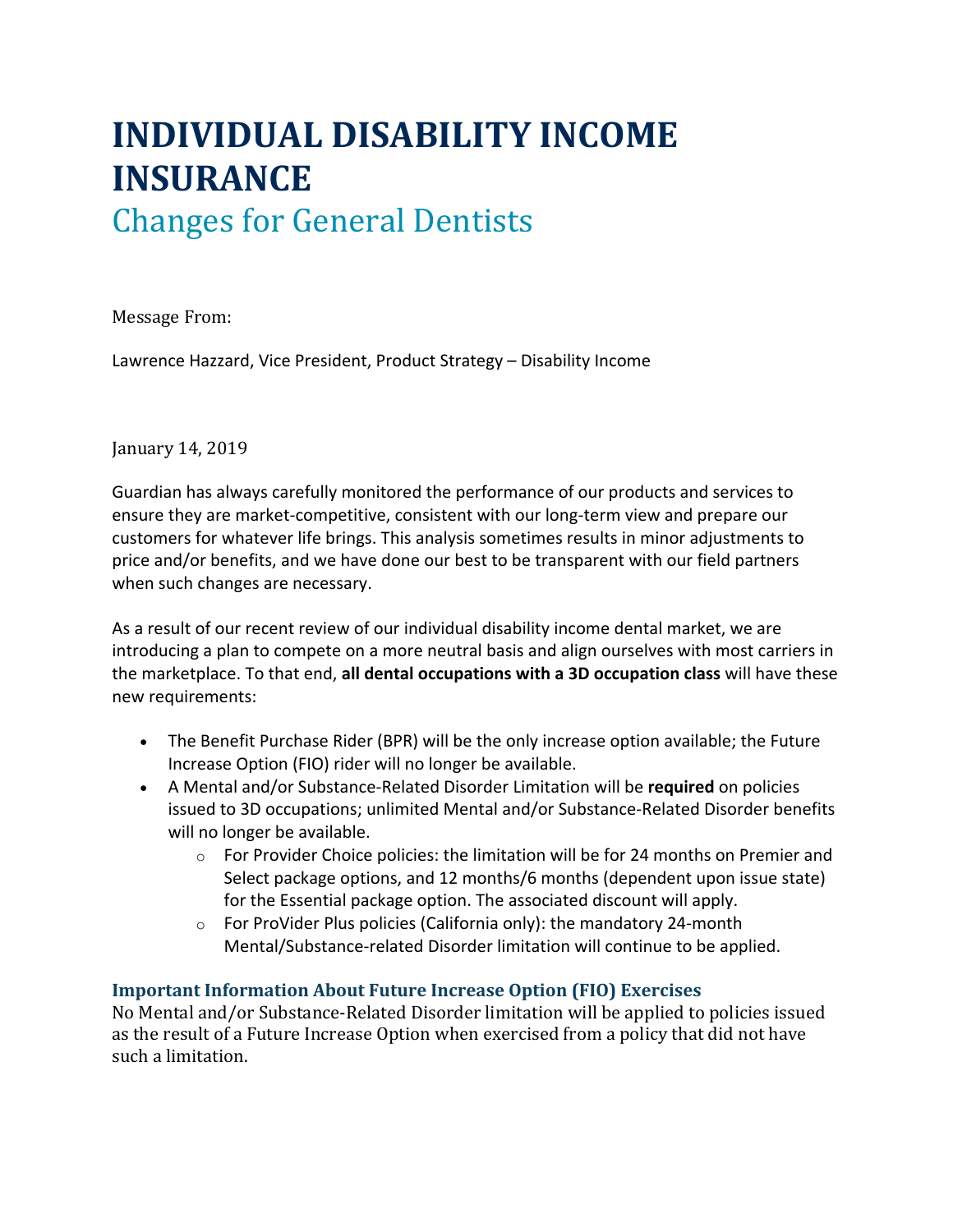# INDIVIDUAL DISABILITY INCOME INSURANCE

## Changes for General Dentists

Message From:

Lawrence Hazzard, Vice President, Product Strategy – Disability Income

January 14, 2019

Guardian has always carefully monitored the performance of our products and services to ensure they are market-competitive, consistent with our long-term view and prepare our customers for whatever life brings. This analysis sometimes results in minor adjustments to price and/or benefits, and we have done our best to be transparent with our field partners when such changes are necessary.

As a result of our recent review of our individual disability income dental market, we are introducing a plan to compete on a more neutral basis and align ourselves with most carriers in the marketplace. To that end, **all dental occupations with a 3D occupation class** will have these new requirements:

- The Benefit Purchase Rider (BPR) will be the only increase option available; the Future Increase Option (FIO) rider will no longer be available.
- A Mental and/or Substance-Related Disorder Limitation will be **required** on policies issued to 3D occupations; unlimited Mental and/or Substance-Related Disorder benefits will no longer be available.
  - For Provider Choice policies: the limitation will be for 24 months on Premier and Select package options, and 12 months/6 months (dependent upon issue state) for the Essential package option. The associated discount will apply.
  - For ProVider Plus policies (California only): the mandatory 24-month Mental/Substance-related Disorder limitation will continue to be applied.

### Important Information About Future Increase Option (FIO) Exercises

No Mental and/or Substance-Related Disorder limitation will be applied to policies issued as the result of a Future Increase Option when exercised from a policy that did not have such a limitation.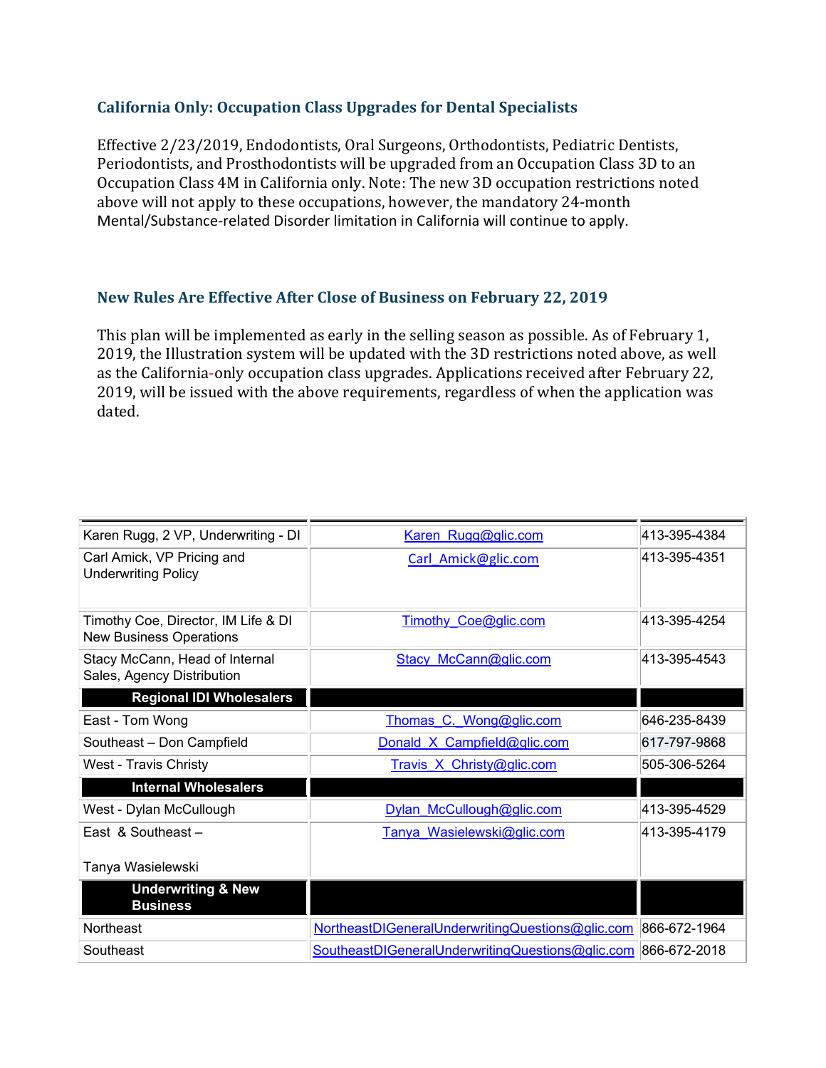## California Only: Occupation Class Upgrades for Dental Specialists

Effective 2/23/2019, Endodontists, Oral Surgeons, Orthodontists, Pediatric Dentists, Periodontists, and Prosthodontists will be upgraded from an Occupation Class 3D to an Occupation Class 4M in California only. Note: The new 3D occupation restrictions noted above will not apply to these occupations, however, the mandatory 24-month Mental/Substance-related Disorder limitation in California will continue to apply.

## New Rules Are Effective After Close of Business on February 22, 2019

This plan will be implemented as early in the selling season as possible. As of February 1, 2019, the Illustration system will be updated with the 3D restrictions noted above, as well as the California-only occupation class upgrades. Applications received after February 22, 2019, will be issued with the above requirements, regardless of when the application was dated.

| | | |
|---|---|---|
| Karen Rugg, 2 VP, Underwriting - DI | Karen_Rugg@glic.com | 413-395-4384 |
| Carl Amick, VP Pricing and Underwriting Policy | Carl_Amick@glic.com | 413-395-4351 |
| Timothy Coe, Director, IM Life & DI New Business Operations | Timothy_Coe@glic.com | 413-395-4254 |
| Stacy McCann, Head of Internal Sales, Agency Distribution | Stacy_McCann@glic.com | 413-395-4543 |
| **Regional IDI Wholesalers** | | |
| East - Tom Wong | Thomas_C._Wong@glic.com | 646-235-8439 |
| Southeast – Don Campfield | Donald_X_Campfield@glic.com | 617-797-9868 |
| West - Travis Christy | Travis_X_Christy@glic.com | 505-306-5264 |
| **Internal Wholesalers** | | |
| West - Dylan McCullough | Dylan_McCullough@glic.com | 413-395-4529 |
| East & Southeast – Tanya Wasielewski | Tanya_Wasielewski@glic.com | 413-395-4179 |
| **Underwriting & New Business** | | |
| Northeast | NortheastDIGeneralUnderwritingQuestions@glic.com | 866-672-1964 |
| Southeast | SoutheastDIGeneralUnderwritingQuestions@glic.com | 866-672-2018 |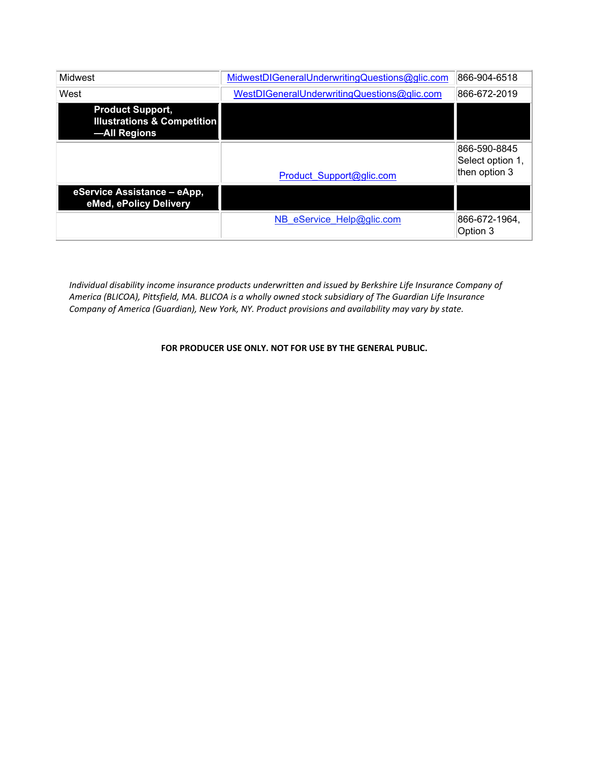| | | |
|---|---|---|
| Midwest | MidwestDIGeneralUnderwritingQuestions@glic.com | 866-904-6518 |
| West | WestDIGeneralUnderwritingQuestions@glic.com | 866-672-2019 |
| **Product Support, Illustrations & Competition—All Regions** | | |
| | Product_Support@glic.com | 866-590-8845 Select option 1, then option 3 |
| **eService Assistance – eApp, eMed, ePolicy Delivery** | | |
| | NB_eService_Help@glic.com | 866-672-1964, Option 3 |

*Individual disability income insurance products underwritten and issued by Berkshire Life Insurance Company of America (BLICOA), Pittsfield, MA. BLICOA is a wholly owned stock subsidiary of The Guardian Life Insurance Company of America (Guardian), New York, NY. Product provisions and availability may vary by state.*

**FOR PRODUCER USE ONLY. NOT FOR USE BY THE GENERAL PUBLIC.**